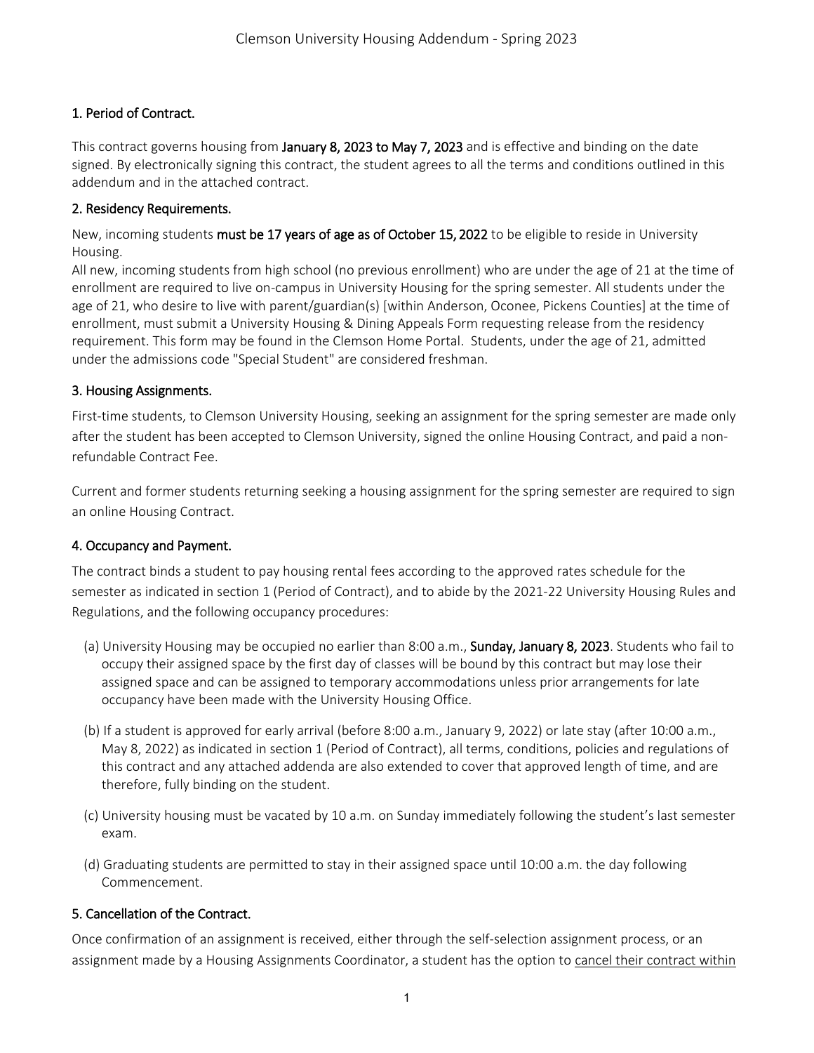# Clemson University Housing Addendum - Spring 2023

## 1. Period of Contract.

This contract governs housing from **January 8, 2023 to May 7, 2023** and is effective and binding on the date signed. By electronically signing this contract, the student agrees to all the terms and conditions outlined in this addendum and in the attached contract.

## 2. Residency Requirements.

New, incoming students **must be 17 years of age as of October 15, 2022** to be eligible to reside in University Housing.

All new, incoming students from high school (no previous enrollment) who are under the age of 21 at the time of enrollment are required to live on-campus in University Housing for the spring semester. All students under the age of 21, who desire to live with parent/guardian(s) [within Anderson, Oconee, Pickens Counties] at the time of enrollment, must submit a University Housing & Dining Appeals Form requesting release from the residency requirement. This form may be found in the Clemson Home Portal. Students, under the age of 21, admitted under the admissions code "Special Student" are considered freshman.

## 3. Housing Assignments.

First-time students, to Clemson University Housing, seeking an assignment for the spring semester are made only after the student has been accepted to Clemson University, signed the online Housing Contract, and paid a non-refundable Contract Fee.

Current and former students returning seeking a housing assignment for the spring semester are required to sign an online Housing Contract.

## 4. Occupancy and Payment.

The contract binds a student to pay housing rental fees according to the approved rates schedule for the semester as indicated in section 1 (Period of Contract), and to abide by the 2021-22 University Housing Rules and Regulations, and the following occupancy procedures:

(a) University Housing may be occupied no earlier than 8:00 a.m., **Sunday, January 8, 2023**. Students who fail to occupy their assigned space by the first day of classes will be bound by this contract but may lose their assigned space and can be assigned to temporary accommodations unless prior arrangements for late occupancy have been made with the University Housing Office.

(b) If a student is approved for early arrival (before 8:00 a.m., January 9, 2022) or late stay (after 10:00 a.m., May 8, 2022) as indicated in section 1 (Period of Contract), all terms, conditions, policies and regulations of this contract and any attached addenda are also extended to cover that approved length of time, and are therefore, fully binding on the student.

(c) University housing must be vacated by 10 a.m. on Sunday immediately following the student's last semester exam.

(d) Graduating students are permitted to stay in their assigned space until 10:00 a.m. the day following Commencement.

## 5. Cancellation of the Contract.

Once confirmation of an assignment is received, either through the self-selection assignment process, or an assignment made by a Housing Assignments Coordinator, a student has the option to cancel their contract within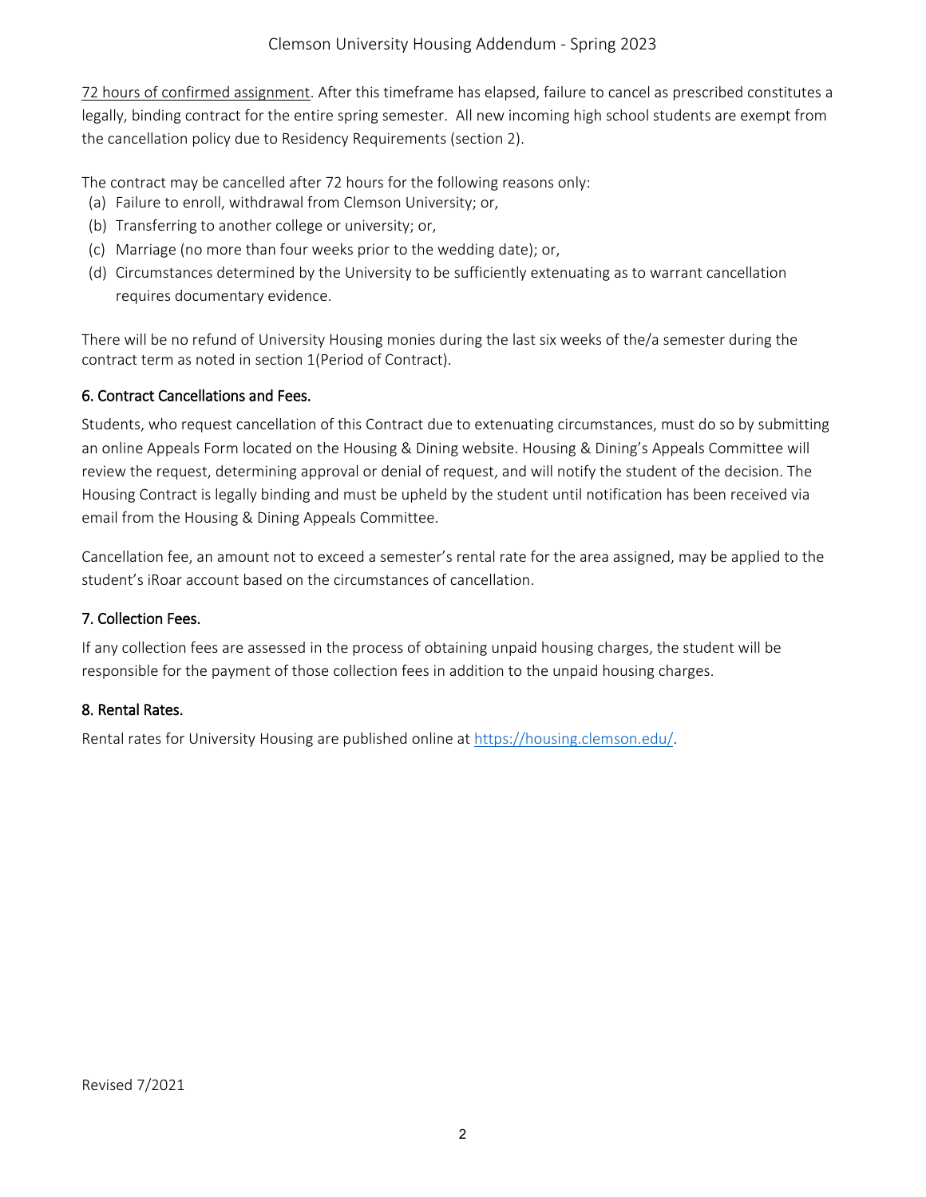72 hours of confirmed assignment. After this timeframe has elapsed, failure to cancel as prescribed constitutes a legally, binding contract for the entire spring semester. All new incoming high school students are exempt from the cancellation policy due to Residency Requirements (section 2).

The contract may be cancelled after 72 hours for the following reasons only:

(a) Failure to enroll, withdrawal from Clemson University; or,
(b) Transferring to another college or university; or,
(c) Marriage (no more than four weeks prior to the wedding date); or,
(d) Circumstances determined by the University to be sufficiently extenuating as to warrant cancellation requires documentary evidence.

There will be no refund of University Housing monies during the last six weeks of the/a semester during the contract term as noted in section 1(Period of Contract).

## 6. Contract Cancellations and Fees.

Students, who request cancellation of this Contract due to extenuating circumstances, must do so by submitting an online Appeals Form located on the Housing & Dining website. Housing & Dining's Appeals Committee will review the request, determining approval or denial of request, and will notify the student of the decision. The Housing Contract is legally binding and must be upheld by the student until notification has been received via email from the Housing & Dining Appeals Committee.

Cancellation fee, an amount not to exceed a semester's rental rate for the area assigned, may be applied to the student's iRoar account based on the circumstances of cancellation.

## 7. Collection Fees.

If any collection fees are assessed in the process of obtaining unpaid housing charges, the student will be responsible for the payment of those collection fees in addition to the unpaid housing charges.

## 8. Rental Rates.

Rental rates for University Housing are published online at https://housing.clemson.edu/.

Revised 7/2021